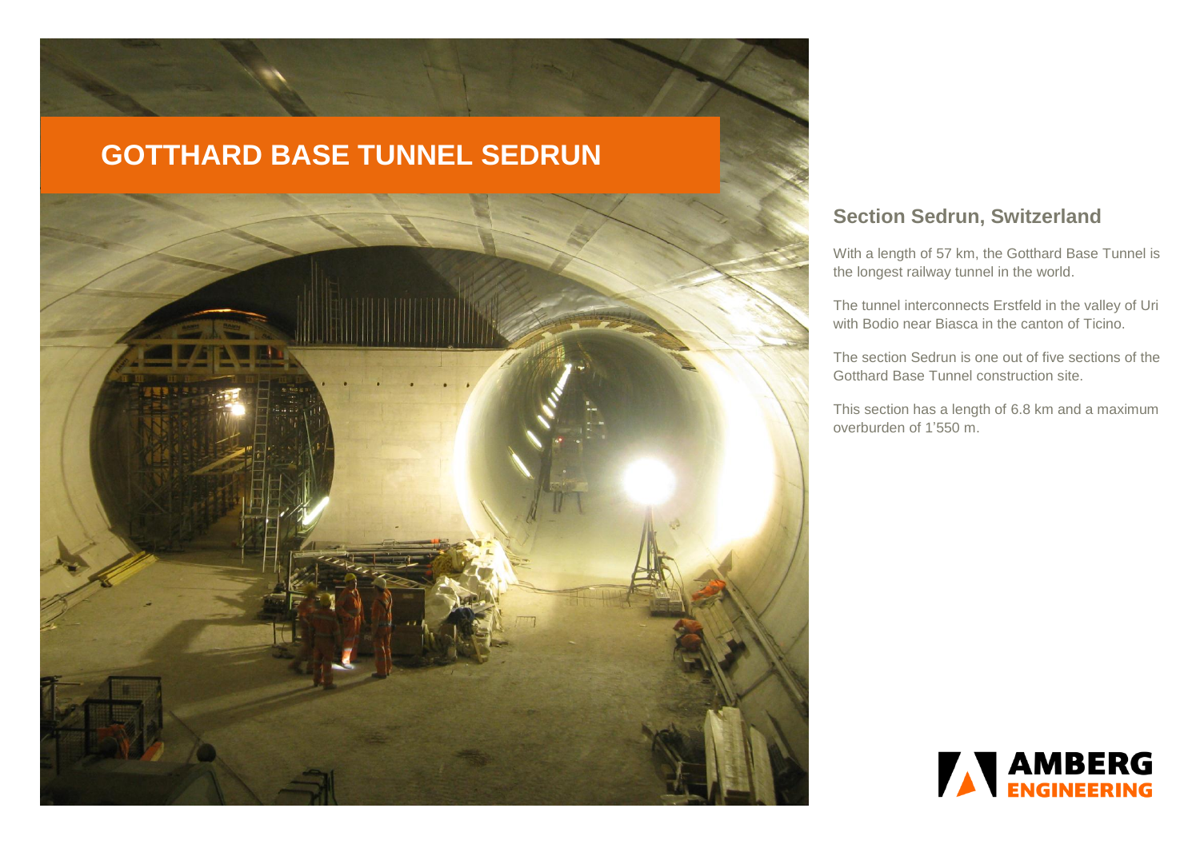# GOTTHARD BASE TUNNEL SEDRUN

## Section Sedrun, Switzerland

With a length of 57 km, the Gotthard Base Tunnel is the longest railway tunnel in the world.

The tunnel interconnects Erstfeld in the valley of Uri with Bodio near Biasca in the canton of Ticino.

The section Sedrun is one out of five sections of the Gotthard Base Tunnel construction site.

This section has a length of 6.8 km and a maximum overburden of 1'550 m.

AMBERG ENGINEERING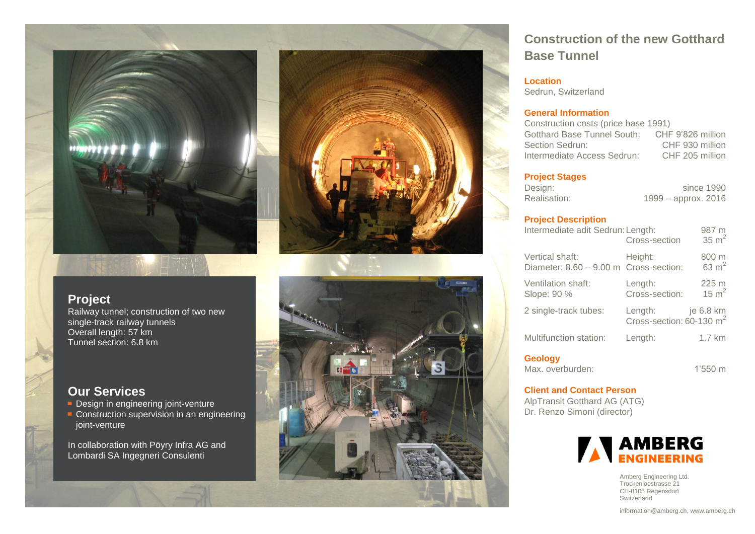# Construction of the new Gotthard Base Tunnel

## Project

Railway tunnel; construction of two new single-track railway tunnels
Overall length: 57 km
Tunnel section: 6.8 km

## Our Services

- Design in engineering joint-venture
- Construction supervision in an engineering joint-venture

In collaboration with Pöyry Infra AG and Lombardi SA Ingegneri Consulenti

### Location

Sedrun, Switzerland

### General Information

Construction costs (price base 1991)

| | |
|---|---|
| Gotthard Base Tunnel South: | CHF 9'826 million |
| Section Sedrun: | CHF 930 million |
| Intermediate Access Sedrun: | CHF 205 million |

### Project Stages

| | |
|---|---|
| Design: | since 1990 |
| Realisation: | 1999 – approx. 2016 |

### Project Description

| | | |
|---|---|---|
| Intermediate adit Sedrun: | Length: | 987 m |
| | Cross-section | 35 $m^2$ |
| Vertical shaft: | Height: | 800 m |
| Diameter: 8.60 – 9.00 m | Cross-section: | 63 $m^2$ |
| Ventilation shaft: | Length: | 225 m |
| Slope: 90 % | Cross-section: | 15 $m^2$ |
| 2 single-track tubes: | Length: | je 6.8 km |
| | Cross-section: | 60-130 $m^2$ |
| Multifunction station: | Length: | 1.7 km |

### Geology

Max. overburden: 1'550 m

### Client and Contact Person

AlpTransit Gotthard AG (ATG)
Dr. Renzo Simoni (director)

AMBERG ENGINEERING

Amberg Engineering Ltd.
Trockenloostrasse 21
CH-8105 Regensdorf
Switzerland

information@amberg.ch, www.amberg.ch